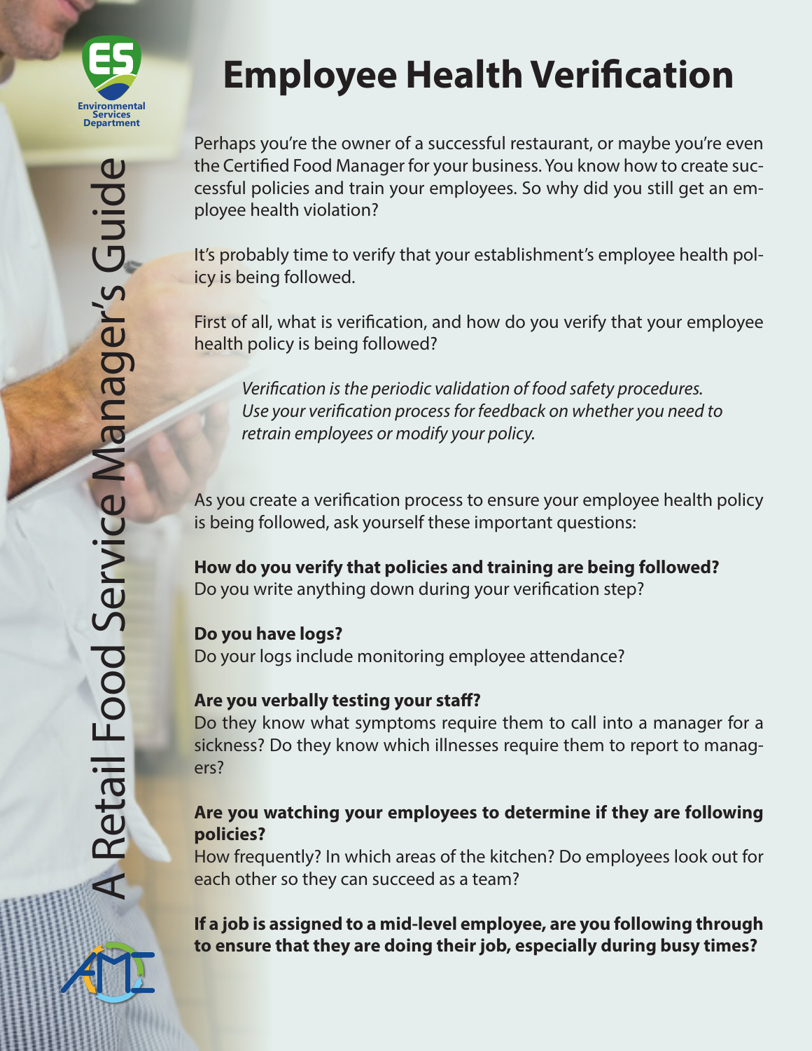Environmental Services Department

A Retail Food Service Manager's Guide

# Employee Health Verification

Perhaps you're the owner of a successful restaurant, or maybe you're even the Certified Food Manager for your business. You know how to create successful policies and train your employees. So why did you still get an employee health violation?

It's probably time to verify that your establishment's employee health policy is being followed.

First of all, what is verification, and how do you verify that your employee health policy is being followed?

> *Verification is the periodic validation of food safety procedures. Use your verification process for feedback on whether you need to retrain employees or modify your policy.*

As you create a verification process to ensure your employee health policy is being followed, ask yourself these important questions:

**How do you verify that policies and training are being followed?**
Do you write anything down during your verification step?

**Do you have logs?**
Do your logs include monitoring employee attendance?

**Are you verbally testing your staff?**
Do they know what symptoms require them to call into a manager for a sickness? Do they know which illnesses require them to report to managers?

**Are you watching your employees to determine if they are following policies?**
How frequently? In which areas of the kitchen? Do employees look out for each other so they can succeed as a team?

**If a job is assigned to a mid-level employee, are you following through to ensure that they are doing their job, especially during busy times?**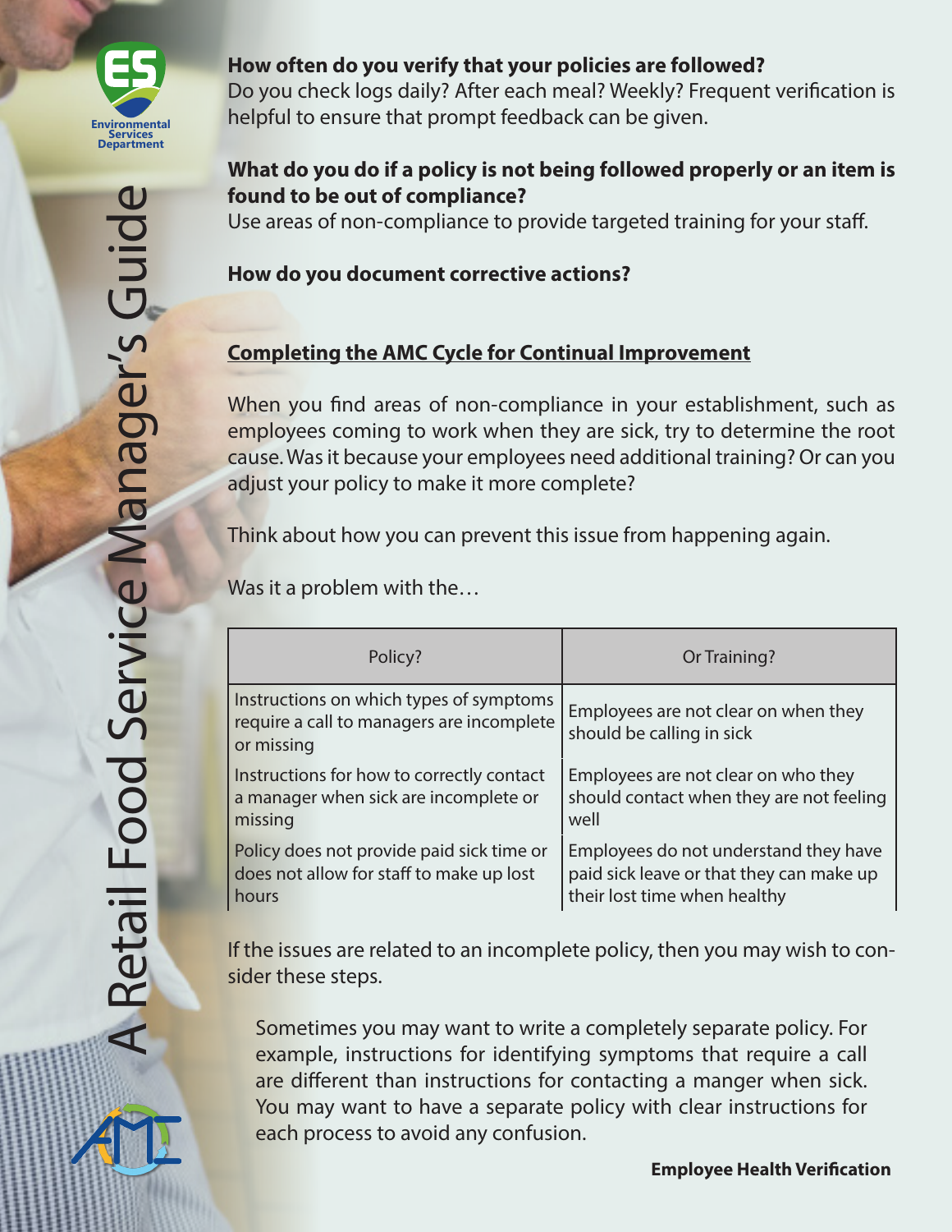**How often do you verify that your policies are followed?**
Do you check logs daily? After each meal? Weekly? Frequent verification is helpful to ensure that prompt feedback can be given.

**What do you do if a policy is not being followed properly or an item is found to be out of compliance?**
Use areas of non-compliance to provide targeted training for your staff.

**How do you document corrective actions?**

## Completing the AMC Cycle for Continual Improvement

When you find areas of non-compliance in your establishment, such as employees coming to work when they are sick, try to determine the root cause. Was it because your employees need additional training? Or can you adjust your policy to make it more complete?

Think about how you can prevent this issue from happening again.

Was it a problem with the…

| Policy? | Or Training? |
|---|---|
| Instructions on which types of symptoms require a call to managers are incomplete or missing | Employees are not clear on when they should be calling in sick |
| Instructions for how to correctly contact a manager when sick are incomplete or missing | Employees are not clear on who they should contact when they are not feeling well |
| Policy does not provide paid sick time or does not allow for staff to make up lost hours | Employees do not understand they have paid sick leave or that they can make up their lost time when healthy |

If the issues are related to an incomplete policy, then you may wish to consider these steps.

Sometimes you may want to write a completely separate policy. For example, instructions for identifying symptoms that require a call are different than instructions for contacting a manger when sick. You may want to have a separate policy with clear instructions for each process to avoid any confusion.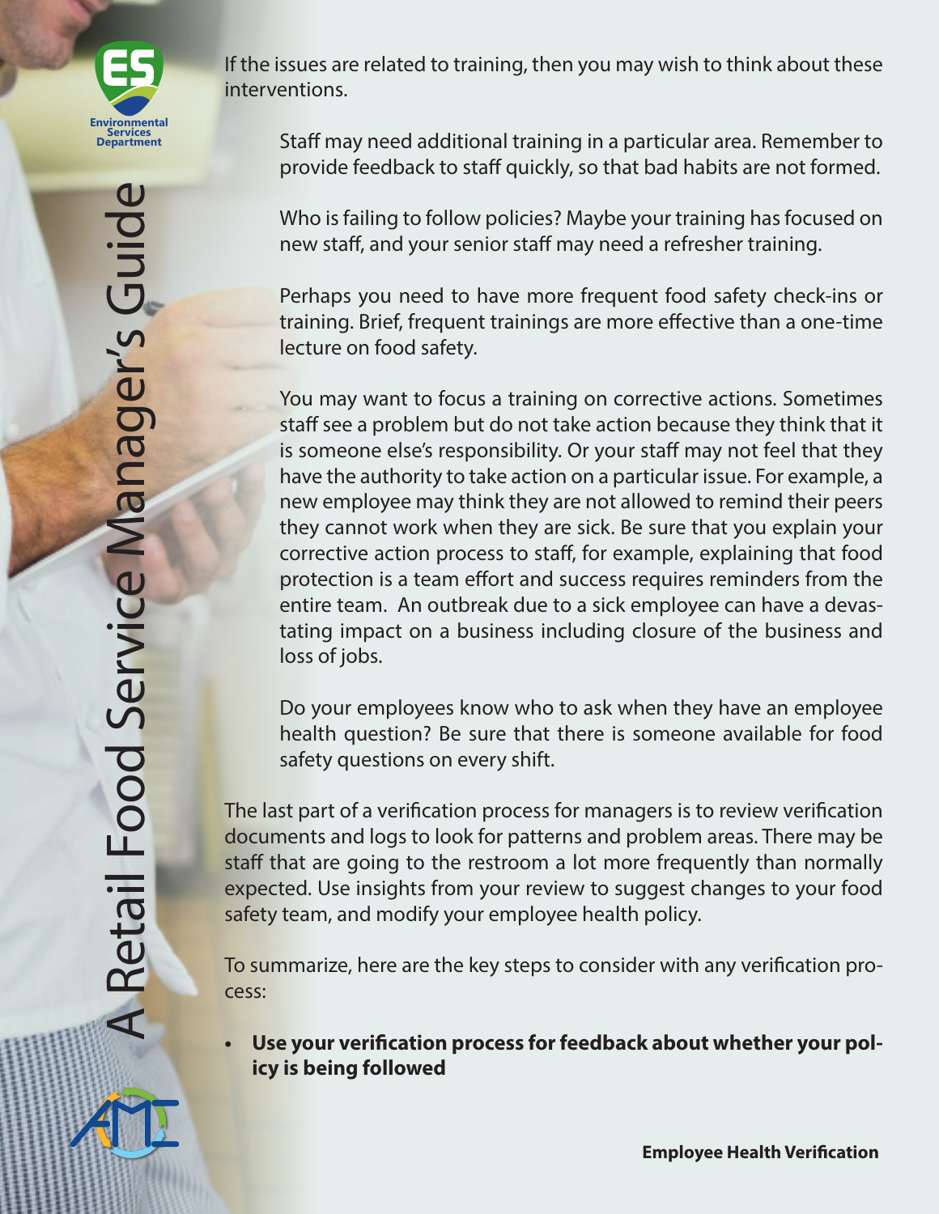If the issues are related to training, then you may wish to think about these interventions.

Staff may need additional training in a particular area. Remember to provide feedback to staff quickly, so that bad habits are not formed.

Who is failing to follow policies? Maybe your training has focused on new staff, and your senior staff may need a refresher training.

Perhaps you need to have more frequent food safety check-ins or training. Brief, frequent trainings are more effective than a one-time lecture on food safety.

You may want to focus a training on corrective actions. Sometimes staff see a problem but do not take action because they think that it is someone else's responsibility. Or your staff may not feel that they have the authority to take action on a particular issue. For example, a new employee may think they are not allowed to remind their peers they cannot work when they are sick. Be sure that you explain your corrective action process to staff, for example, explaining that food protection is a team effort and success requires reminders from the entire team. An outbreak due to a sick employee can have a devastating impact on a business including closure of the business and loss of jobs.

Do your employees know who to ask when they have an employee health question? Be sure that there is someone available for food safety questions on every shift.

The last part of a verification process for managers is to review verification documents and logs to look for patterns and problem areas. There may be staff that are going to the restroom a lot more frequently than normally expected. Use insights from your review to suggest changes to your food safety team, and modify your employee health policy.

To summarize, here are the key steps to consider with any verification process:

- **Use your verification process for feedback about whether your policy is being followed**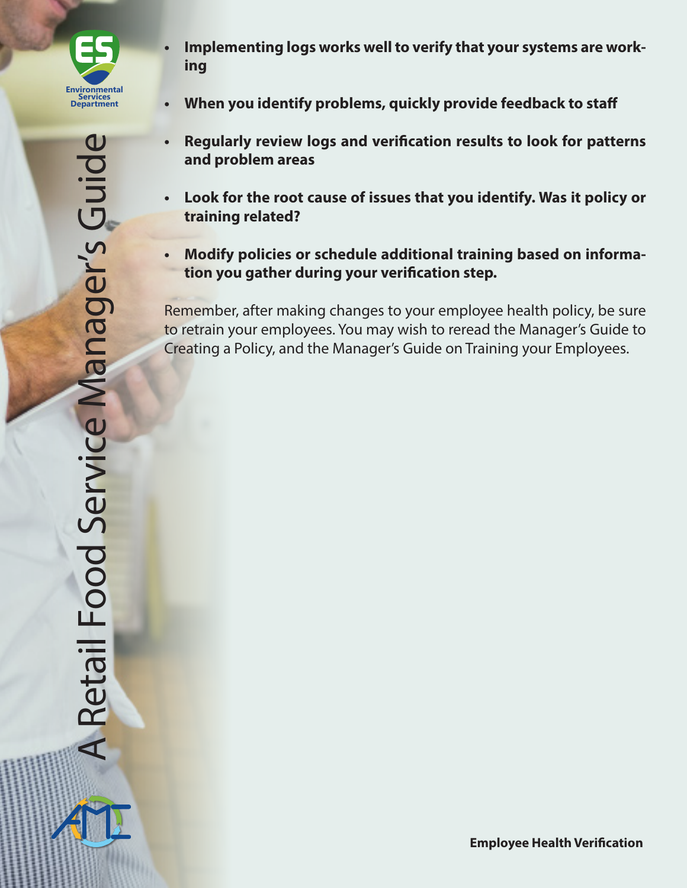- **Implementing logs works well to verify that your systems are working**
- **When you identify problems, quickly provide feedback to staff**
- **Regularly review logs and verification results to look for patterns and problem areas**
- **Look for the root cause of issues that you identify. Was it policy or training related?**
- **Modify policies or schedule additional training based on information you gather during your verification step.**

Remember, after making changes to your employee health policy, be sure to retrain your employees. You may wish to reread the Manager's Guide to Creating a Policy, and the Manager's Guide on Training your Employees.